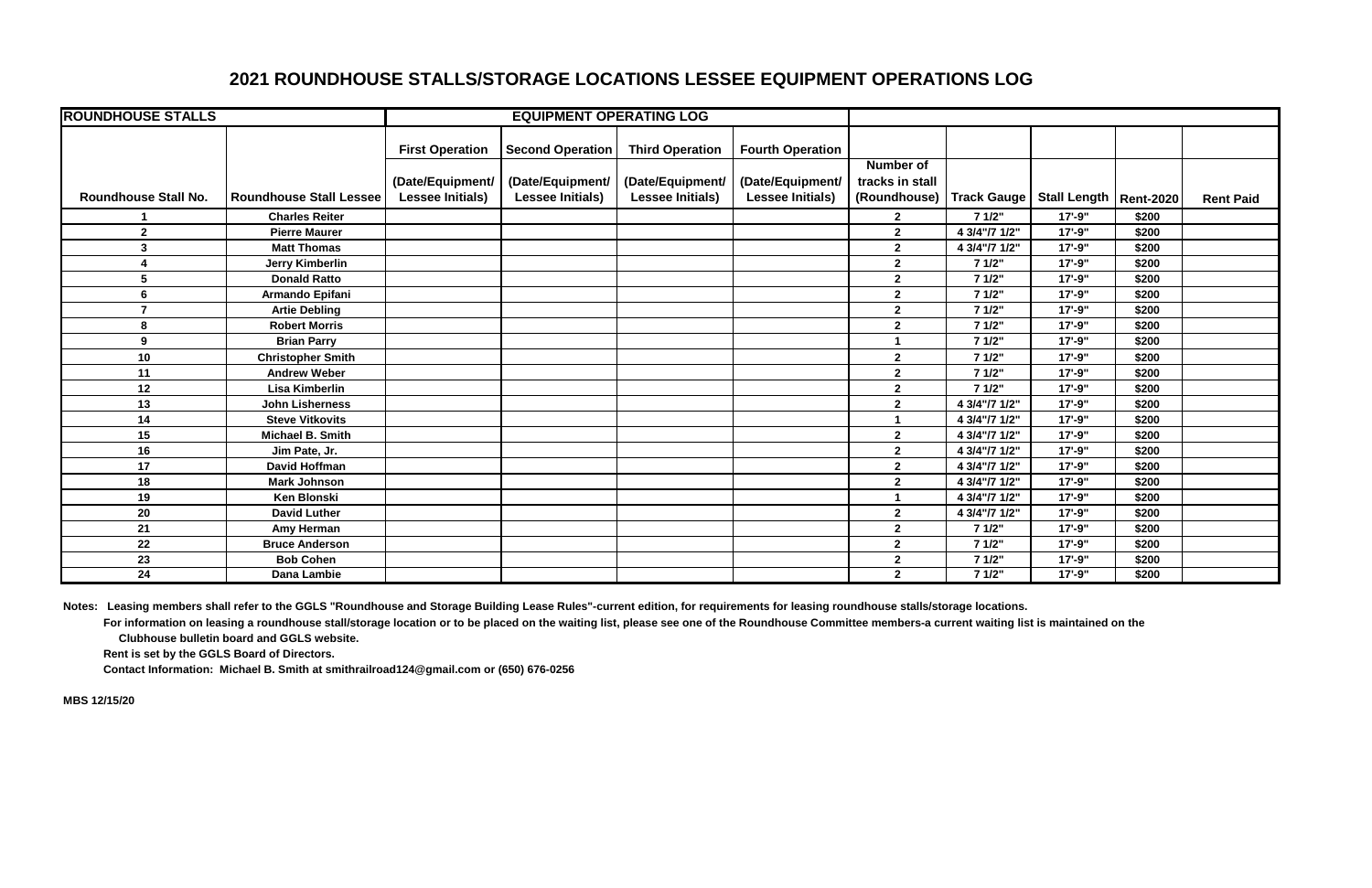# 2021 ROUNDHOUSE STALLS/STORAGE LOCATIONS LESSEE EQUIPMENT OPERATIONS LOG

| ROUNDHOUSE STALLS | | EQUIPMENT OPERATING LOG | | | | | | | | |
|---|---|---|---|---|---|---|---|---|---|---|
| | | First Operation | Second Operation | Third Operation | Fourth Operation | | | | | |
| Roundhouse Stall No. | Roundhouse Stall Lessee | (Date/Equipment/ Lessee Initials) | (Date/Equipment/ Lessee Initials) | (Date/Equipment/ Lessee Initials) | (Date/Equipment/ Lessee Initials) | Number of tracks in stall (Roundhouse) | Track Gauge | Stall Length | Rent-2020 | Rent Paid |
| 1 | Charles Reiter | | | | | 2 | 7 1/2" | 17'-9" | $200 | |
| 2 | Pierre Maurer | | | | | 2 | 4 3/4"/7 1/2" | 17'-9" | $200 | |
| 3 | Matt Thomas | | | | | 2 | 4 3/4"/7 1/2" | 17'-9" | $200 | |
| 4 | Jerry Kimberlin | | | | | 2 | 7 1/2" | 17'-9" | $200 | |
| 5 | Donald Ratto | | | | | 2 | 7 1/2" | 17'-9" | $200 | |
| 6 | Armando Epifani | | | | | 2 | 7 1/2" | 17'-9" | $200 | |
| 7 | Artie Debling | | | | | 2 | 7 1/2" | 17'-9" | $200 | |
| 8 | Robert Morris | | | | | 2 | 7 1/2" | 17'-9" | $200 | |
| 9 | Brian Parry | | | | | 1 | 7 1/2" | 17'-9" | $200 | |
| 10 | Christopher Smith | | | | | 2 | 7 1/2" | 17'-9" | $200 | |
| 11 | Andrew Weber | | | | | 2 | 7 1/2" | 17'-9" | $200 | |
| 12 | Lisa Kimberlin | | | | | 2 | 7 1/2" | 17'-9" | $200 | |
| 13 | John Lisherness | | | | | 2 | 4 3/4"/7 1/2" | 17'-9" | $200 | |
| 14 | Steve Vitkovits | | | | | 1 | 4 3/4"/7 1/2" | 17'-9" | $200 | |
| 15 | Michael B. Smith | | | | | 2 | 4 3/4"/7 1/2" | 17'-9" | $200 | |
| 16 | Jim Pate, Jr. | | | | | 2 | 4 3/4"/7 1/2" | 17'-9" | $200 | |
| 17 | David Hoffman | | | | | 2 | 4 3/4"/7 1/2" | 17'-9" | $200 | |
| 18 | Mark Johnson | | | | | 2 | 4 3/4"/7 1/2" | 17'-9" | $200 | |
| 19 | Ken Blonski | | | | | 1 | 4 3/4"/7 1/2" | 17'-9" | $200 | |
| 20 | David Luther | | | | | 2 | 4 3/4"/7 1/2" | 17'-9" | $200 | |
| 21 | Amy Herman | | | | | 2 | 7 1/2" | 17'-9" | $200 | |
| 22 | Bruce Anderson | | | | | 2 | 7 1/2" | 17'-9" | $200 | |
| 23 | Bob Cohen | | | | | 2 | 7 1/2" | 17'-9" | $200 | |
| 24 | Dana Lambie | | | | | 2 | 7 1/2" | 17'-9" | $200 | |

**Notes:** Leasing members shall refer to the GGLS "Roundhouse and Storage Building Lease Rules"-current edition, for requirements for leasing roundhouse stalls/storage locations.

For information on leasing a roundhouse stall/storage location or to be placed on the waiting list, please see one of the Roundhouse Committee members-a current waiting list is maintained on the Clubhouse bulletin board and GGLS website.

Rent is set by the GGLS Board of Directors.

Contact Information: Michael B. Smith at smithrailroad124@gmail.com or (650) 676-0256

MBS 12/15/20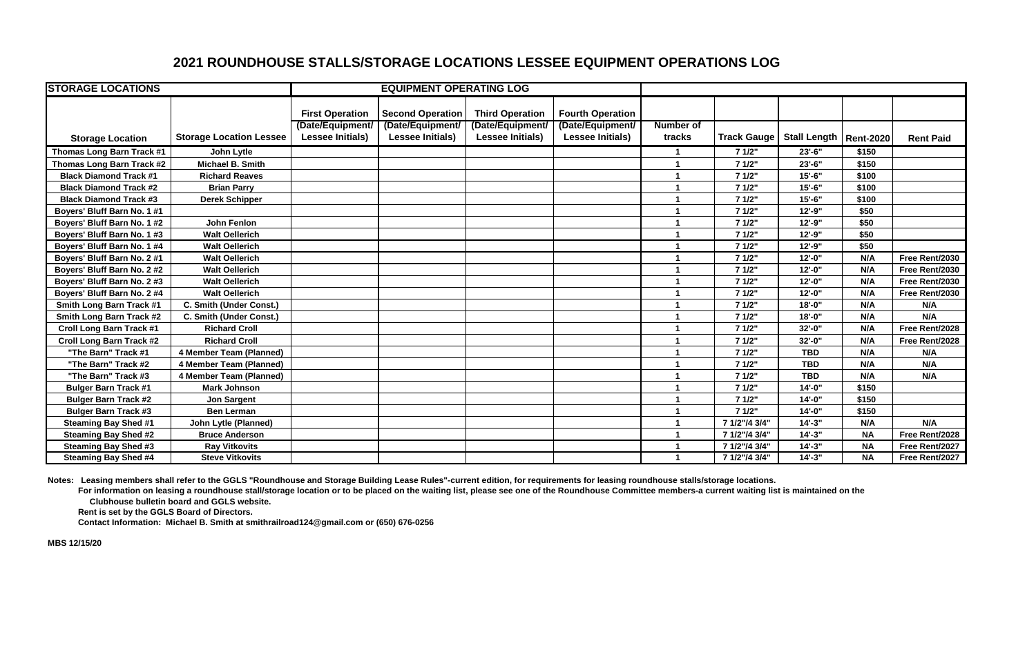# 2021 ROUNDHOUSE STALLS/STORAGE LOCATIONS LESSEE EQUIPMENT OPERATIONS LOG

| STORAGE LOCATIONS | | EQUIPMENT OPERATING LOG | | | | | | | | |
|---|---|---|---|---|---|---|---|---|---|---|
| Storage Location | Storage Location Lessee | First Operation (Date/Equipment/ Lessee Initials) | Second Operation (Date/Equipment/ Lessee Initials) | Third Operation (Date/Equipment/ Lessee Initials) | Fourth Operation (Date/Equipment/ Lessee Initials) | Number of tracks | Track Gauge | Stall Length | Rent-2020 | Rent Paid |
| Thomas Long Barn Track #1 | John Lytle | | | | | 1 | 7 1/2" | 23'-6" | $150 | |
| Thomas Long Barn Track #2 | Michael B. Smith | | | | | 1 | 7 1/2" | 23'-6" | $150 | |
| Black Diamond Track #1 | Richard Reaves | | | | | 1 | 7 1/2" | 15'-6" | $100 | |
| Black Diamond Track #2 | Brian Parry | | | | | 1 | 7 1/2" | 15'-6" | $100 | |
| Black Diamond Track #3 | Derek Schipper | | | | | 1 | 7 1/2" | 15'-6" | $100 | |
| Boyers' Bluff Barn No. 1 #1 | | | | | | 1 | 7 1/2" | 12'-9" | $50 | |
| Boyers' Bluff Barn No. 1 #2 | John Fenlon | | | | | 1 | 7 1/2" | 12'-9" | $50 | |
| Boyers' Bluff Barn No. 1 #3 | Walt Oellerich | | | | | 1 | 7 1/2" | 12'-9" | $50 | |
| Boyers' Bluff Barn No. 1 #4 | Walt Oellerich | | | | | 1 | 7 1/2" | 12'-9" | $50 | |
| Boyers' Bluff Barn No. 2 #1 | Walt Oellerich | | | | | 1 | 7 1/2" | 12'-0" | N/A | Free Rent/2030 |
| Boyers' Bluff Barn No. 2 #2 | Walt Oellerich | | | | | 1 | 7 1/2" | 12'-0" | N/A | Free Rent/2030 |
| Boyers' Bluff Barn No. 2 #3 | Walt Oellerich | | | | | 1 | 7 1/2" | 12'-0" | N/A | Free Rent/2030 |
| Boyers' Bluff Barn No. 2 #4 | Walt Oellerich | | | | | 1 | 7 1/2" | 12'-0" | N/A | Free Rent/2030 |
| Smith Long Barn Track #1 | C. Smith (Under Const.) | | | | | 1 | 7 1/2" | 18'-0" | N/A | N/A |
| Smith Long Barn Track #2 | C. Smith (Under Const.) | | | | | 1 | 7 1/2" | 18'-0" | N/A | N/A |
| Croll Long Barn Track #1 | Richard Croll | | | | | 1 | 7 1/2" | 32'-0" | N/A | Free Rent/2028 |
| Croll Long Barn Track #2 | Richard Croll | | | | | 1 | 7 1/2" | 32'-0" | N/A | Free Rent/2028 |
| "The Barn" Track #1 | 4 Member Team (Planned) | | | | | 1 | 7 1/2" | TBD | N/A | N/A |
| "The Barn" Track #2 | 4 Member Team (Planned) | | | | | 1 | 7 1/2" | TBD | N/A | N/A |
| "The Barn" Track #3 | 4 Member Team (Planned) | | | | | 1 | 7 1/2" | TBD | N/A | N/A |
| Bulger Barn Track #1 | Mark Johnson | | | | | 1 | 7 1/2" | 14'-0" | $150 | |
| Bulger Barn Track #2 | Jon Sargent | | | | | 1 | 7 1/2" | 14'-0" | $150 | |
| Bulger Barn Track #3 | Ben Lerman | | | | | 1 | 7 1/2" | 14'-0" | $150 | |
| Steaming Bay Shed #1 | John Lytle (Planned) | | | | | 1 | 7 1/2"/4 3/4" | 14'-3" | N/A | N/A |
| Steaming Bay Shed #2 | Bruce Anderson | | | | | 1 | 7 1/2"/4 3/4" | 14'-3" | NA | Free Rent/2028 |
| Steaming Bay Shed #3 | Ray Vitkovits | | | | | 1 | 7 1/2"/4 3/4" | 14'-3" | NA | Free Rent/2027 |
| Steaming Bay Shed #4 | Steve Vitkovits | | | | | 1 | 7 1/2"/4 3/4" | 14'-3" | NA | Free Rent/2027 |

**Notes: Leasing members shall refer to the GGLS "Roundhouse and Storage Building Lease Rules"-current edition, for requirements for leasing roundhouse stalls/storage locations.**

**For information on leasing a roundhouse stall/storage location or to be placed on the waiting list, please see one of the Roundhouse Committee members-a current waiting list is maintained on the Clubhouse bulletin board and GGLS website.**

**Rent is set by the GGLS Board of Directors.**

**Contact Information: Michael B. Smith at smithrailroad124@gmail.com or (650) 676-0256**

**MBS 12/15/20**